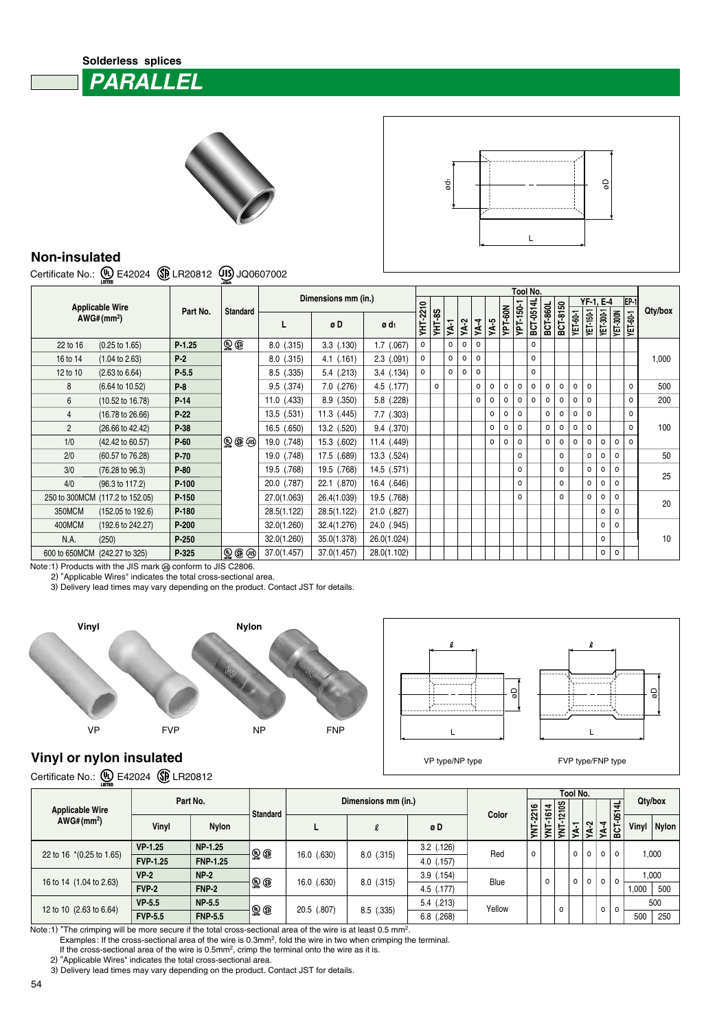Solderless splices

# PARALLEL

## Non-insulated

Certificate No.: UL E42024 CSA LR20812 JIS JQ0607002

| Applicable Wire AWG# (mm²) | | Part No. | Standard | Dimensions mm (in.) | | | Tool No. | | | | | | | | | | | | | | | | Qty/box |
|---|---|---|---|---|---|---|---|---|---|---|---|---|---|---|---|---|---|---|---|---|---|---|---|
| | | | | | | | | | | | | | | | | | | YF-1, E-4 | | | | EP-1 | |
| | | | | L | ø D | ø d1 | YHT-2210 | YHT-8S | YA-1 | YA-2 | YA-4 | YA-5 | YPT-60N | YPT-150-1 | BCT-0514L | BCT-860L | BCT-8150 | YET-60-1 | YET-150-1 | YET-300-1 | YET-300N | YET-60-1 | |
| 22 to 16 | (0.25 to 1.65) | P-1.25 | UL CSA | 8.0 (.315) | 3.3 (.130) | 1.7 (.067) | o | | o | o | o | | | | o | | | | | | | | 1,000 |
| 16 to 14 | (1.04 to 2.63) | P-2 | | 8.0 (.315) | 4.1 (.161) | 2.3 (.091) | o | | o | o | o | | | | o | | | | | | | | |
| 12 to 10 | (2.63 to 6.64) | P-5.5 | | 8.5 (.335) | 5.4 (.213) | 3.4 (.134) | o | | o | o | o | | | | o | | | | | | | | |
| 8 | (6.64 to 10.52) | P-8 | | 9.5 (.374) | 7.0 (.276) | 4.5 (.177) | | o | | | o | o | o | o | o | o | o | o | o | | | o | 500 |
| 6 | (10.52 to 16.78) | P-14 | | 11.0 (.433) | 8.9 (.350) | 5.8 (.228) | | | | | o | o | o | o | o | o | o | o | o | | | o | 200 |
| 4 | (16.78 to 26.66) | P-22 | | 13.5 (.531) | 11.3 (.445) | 7.7 (.303) | | | | | | o | o | o | | o | o | o | o | | | o | 100 |
| 2 | (26.66 to 42.42) | P-38 | | 16.5 (.650) | 13.2 (.520) | 9.4 (.370) | | | | | | o | o | o | | o | o | o | o | | | o | |
| 1/0 | (42.42 to 60.57) | P-60 | UL CSA JIS | 19.0 (.748) | 15.3 (.602) | 11.4 (.449) | | | | | | o | o | o | | o | o | o | o | o | o | o | |
| 2/0 | (60.57 to 76.28) | P-70 | | 19.0 (.748) | 17.5 (.689) | 13.3 (.524) | | | | | | | | o | | | o | | o | o | o | | 50 |
| 3/0 | (76.28 to 96.3) | P-80 | | 19.5 (.768) | 19.5 (.768) | 14.5 (.571) | | | | | | | | o | | | o | | o | o | o | | 25 |
| 4/0 | (96.3 to 117.2) | P-100 | | 20.0 (.787) | 22.1 (.870) | 16.4 (.646) | | | | | | | | o | | | o | | o | o | o | | |
| 250 to 300MCM | (117.2 to 152.05) | P-150 | | 27.0(1.063) | 26.4(1.039) | 19.5 (.768) | | | | | | | | o | | | o | | o | o | o | | 20 |
| 350MCM | (152.05 to 192.6) | P-180 | | 28.5(1.122) | 28.5(1.122) | 21.0 (.827) | | | | | | | | | | | | | | o | o | | |
| 400MCM | (192.6 to 242.27) | P-200 | | 32.0(1.260) | 32.4(1.276) | 24.0 (.945) | | | | | | | | | | | | | | o | o | | 10 |
| N.A. | (250) | P-250 | | 32.0(1.260) | 35.0(1.378) | 26.0(1.024) | | | | | | | | | | | | | | o | | | |
| 600 to 650MCM | (242.27 to 325) | P-325 | UL CSA JIS | 37.0(1.457) | 37.0(1.457) | 28.0(1.102) | | | | | | | | | | | | | | o | o | | |

Note:1) Products with the JIS mark JIS conform to JIS C2806.
2) "Applicable Wires" indicates the total cross-sectional area.
3) Delivery lead times may vary depending on the product. Contact JST for details.

Vinyl | Nylon

VP | FVP | NP | FNP

VP type/NP type | FVP type/FNP type

## Vinyl or nylon insulated

Certificate No.: UL E42024 CSA LR20812

| Applicable Wire AWG# (mm²) | Part No. | | Standard | Dimensions mm (in.) | | | Color | Tool No. | | | | | | | Qty/box | |
|---|---|---|---|---|---|---|---|---|---|---|---|---|---|---|---|---|
| | Vinyl | Nylon | | L | ℓ | ø D | | YNT-2216 | YNT-1614 | YNT-1210S | YA-1 | YA-2 | YA-4 | BCT-0514L | Vinyl | Nylon |
| 22 to 16 *(0.25 to 1.65) | VP-1.25 | NP-1.25 | UL CSA | 16.0 (.630) | 8.0 (.315) | 3.2 (.126) | Red | o | | | o | o | o | o | 1,000 | |
| | FVP-1.25 | FNP-1.25 | | | | 4.0 (.157) | | | | | | | | | | |
| 16 to 14 (1.04 to 2.63) | VP-2 | NP-2 | UL CSA | 16.0 (.630) | 8.0 (.315) | 3.9 (.154) | Blue | | o | | o | o | o | o | 1,000 | |
| | FVP-2 | FNP-2 | | | | 4.5 (.177) | | | | | | | | | 1,000 | 500 |
| 12 to 10 (2.63 to 6.64) | VP-5.5 | NP-5.5 | UL CSA | 20.5 (.807) | 8.5 (.335) | 5.4 (.213) | Yellow | | | o | | | o | o | 500 | |
| | FVP-5.5 | FNP-5.5 | | | | 6.8 (.268) | | | | | | | | | 500 | 250 |

Note:1) *The crimping will be more secure if the total cross-sectional area of the wire is at least 0.5 mm².
Examples: If the cross-sectional area of the wire is 0.3mm², fold the wire in two when crimping the terminal.
If the cross-sectional area of the wire is 0.5mm², crimp the terminal onto the wire as it is.
2) "Applicable Wires" indicates the total cross-sectional area.
3) Delivery lead times may vary depending on the product. Contact JST for details.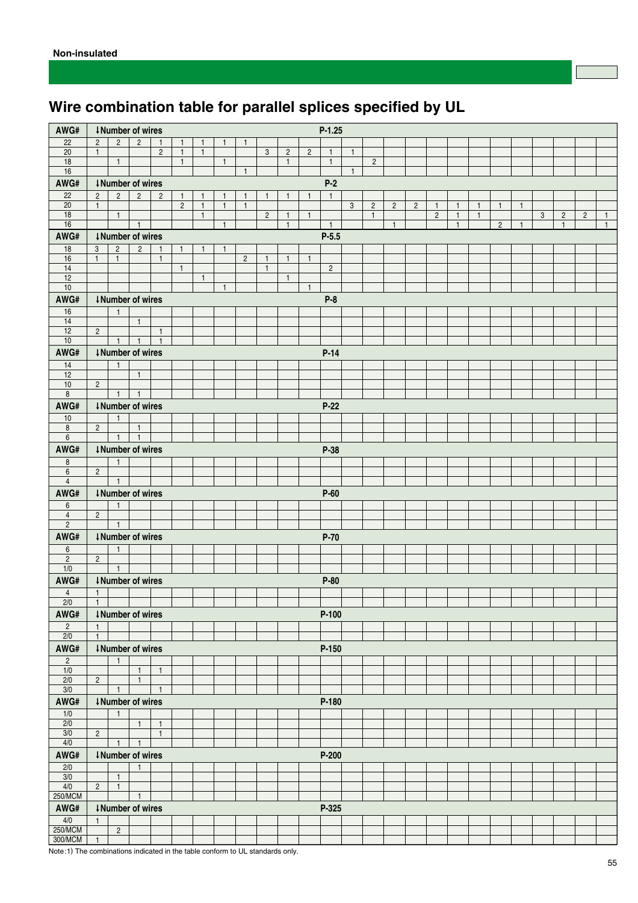**Non-insulated**

## Wire combination table for parallel splices specified by UL

| AWG# | ↓Number of wires | | | | | | | | | | P-1.25 | | | | | | | | | | | | | | |
|---|---|---|---|---|---|---|---|---|---|---|---|---|---|---|---|---|---|---|---|---|---|---|---|---|---|
| 22 | 2 | 2 | 2 | 1 | 1 | 1 | 1 | 1 | | | | | | | | | | | | | | | | | |
| 20 | 1 | | | 2 | 1 | 1 | | | 3 | 2 | 2 | 1 | 1 | | | | | | | | | | | | |
| 18 | | 1 | | | 1 | | 1 | | | 1 | | 1 | | 2 | | | | | | | | | | | |
| 16 | | | | | | | | 1 | | | | | 1 | | | | | | | | | | | | |
| AWG# | ↓Number of wires | | | | | | | | | | P-2 | | | | | | | | | | | | | | |
| 22 | 2 | 2 | 2 | 2 | 1 | 1 | 1 | 1 | 1 | 1 | 1 | 1 | | | | | | | | | | | | | |
| 20 | 1 | | | | 2 | 1 | 1 | 1 | | | | | 3 | 2 | 2 | 2 | 1 | 1 | 1 | 1 | 1 | | | | |
| 18 | | 1 | | | | 1 | | | 2 | 1 | 1 | | | 1 | | | 2 | 1 | 1 | | | 3 | 2 | 2 | 1 |
| 16 | | | 1 | | | | 1 | | | 1 | | 1 | | | 1 | | | 1 | | 2 | 1 | | 1 | | 1 |
| AWG# | ↓Number of wires | | | | | | | | | | P-5.5 | | | | | | | | | | | | | | |
| 18 | 3 | 2 | 2 | 1 | 1 | 1 | 1 | | | | | | | | | | | | | | | | | | |
| 16 | 1 | 1 | | 1 | | | | 2 | 1 | 1 | 1 | | | | | | | | | | | | | | |
| 14 | | | | | 1 | | | | 1 | | | 2 | | | | | | | | | | | | | |
| 12 | | | | | | 1 | | | | 1 | | | | | | | | | | | | | | | |
| 10 | | | | | | | 1 | | | | 1 | | | | | | | | | | | | | | |
| AWG# | ↓Number of wires | | | | | | | | | | P-8 | | | | | | | | | | | | | | |
| 16 | | 1 | | | | | | | | | | | | | | | | | | | | | | | |
| 14 | | | 1 | | | | | | | | | | | | | | | | | | | | | | |
| 12 | 2 | | | 1 | | | | | | | | | | | | | | | | | | | | | |
| 10 | | 1 | 1 | 1 | | | | | | | | | | | | | | | | | | | | | |
| AWG# | ↓Number of wires | | | | | | | | | | P-14 | | | | | | | | | | | | | | |
| 14 | | 1 | | | | | | | | | | | | | | | | | | | | | | | |
| 12 | | | 1 | | | | | | | | | | | | | | | | | | | | | | |
| 10 | 2 | | | | | | | | | | | | | | | | | | | | | | | | |
| 8 | | 1 | 1 | | | | | | | | | | | | | | | | | | | | | | |
| AWG# | ↓Number of wires | | | | | | | | | | P-22 | | | | | | | | | | | | | | |
| 10 | | 1 | | | | | | | | | | | | | | | | | | | | | | | |
| 8 | 2 | | 1 | | | | | | | | | | | | | | | | | | | | | | |
| 6 | | 1 | 1 | | | | | | | | | | | | | | | | | | | | | | |
| AWG# | ↓Number of wires | | | | | | | | | | P-38 | | | | | | | | | | | | | | |
| 8 | | 1 | | | | | | | | | | | | | | | | | | | | | | | |
| 6 | 2 | | | | | | | | | | | | | | | | | | | | | | | | |
| 4 | | 1 | | | | | | | | | | | | | | | | | | | | | | | |
| AWG# | ↓Number of wires | | | | | | | | | | P-60 | | | | | | | | | | | | | | |
| 6 | | 1 | | | | | | | | | | | | | | | | | | | | | | | |
| 4 | 2 | | | | | | | | | | | | | | | | | | | | | | | | |
| 2 | | 1 | | | | | | | | | | | | | | | | | | | | | | | |
| AWG# | ↓Number of wires | | | | | | | | | | P-70 | | | | | | | | | | | | | | |
| 6 | | 1 | | | | | | | | | | | | | | | | | | | | | | | |
| 2 | 2 | | | | | | | | | | | | | | | | | | | | | | | | |
| 1/0 | | 1 | | | | | | | | | | | | | | | | | | | | | | | |
| AWG# | ↓Number of wires | | | | | | | | | | P-80 | | | | | | | | | | | | | | |
| 4 | 1 | | | | | | | | | | | | | | | | | | | | | | | | |
| 2/0 | 1 | | | | | | | | | | | | | | | | | | | | | | | | |
| AWG# | ↓Number of wires | | | | | | | | | | P-100 | | | | | | | | | | | | | | |
| 2 | 1 | | | | | | | | | | | | | | | | | | | | | | | | |
| 2/0 | 1 | | | | | | | | | | | | | | | | | | | | | | | | |
| AWG# | ↓Number of wires | | | | | | | | | | P-150 | | | | | | | | | | | | | | |
| 2 | | 1 | | | | | | | | | | | | | | | | | | | | | | | |
| 1/0 | | | 1 | 1 | | | | | | | | | | | | | | | | | | | | | |
| 2/0 | 2 | | 1 | | | | | | | | | | | | | | | | | | | | | | |
| 3/0 | | 1 | | 1 | | | | | | | | | | | | | | | | | | | | | |
| AWG# | ↓Number of wires | | | | | | | | | | P-180 | | | | | | | | | | | | | | |
| 1/0 | | 1 | | | | | | | | | | | | | | | | | | | | | | | |
| 2/0 | | | 1 | 1 | | | | | | | | | | | | | | | | | | | | | |
| 3/0 | 2 | | | 1 | | | | | | | | | | | | | | | | | | | | | |
| 4/0 | | 1 | 1 | | | | | | | | | | | | | | | | | | | | | | |
| AWG# | ↓Number of wires | | | | | | | | | | P-200 | | | | | | | | | | | | | | |
| 2/0 | | | 1 | | | | | | | | | | | | | | | | | | | | | | |
| 3/0 | | 1 | | | | | | | | | | | | | | | | | | | | | | | |
| 4/0 | 2 | 1 | | | | | | | | | | | | | | | | | | | | | | | |
| 250/MCM | | | 1 | | | | | | | | | | | | | | | | | | | | | | |
| AWG# | ↓Number of wires | | | | | | | | | | P-325 | | | | | | | | | | | | | | |
| 4/0 | 1 | | | | | | | | | | | | | | | | | | | | | | | | |
| 250/MCM | | 2 | | | | | | | | | | | | | | | | | | | | | | | |
| 300/MCM | 1 | | | | | | | | | | | | | | | | | | | | | | | | |

Note:1) The combinations indicated in the table conform to UL standards only.